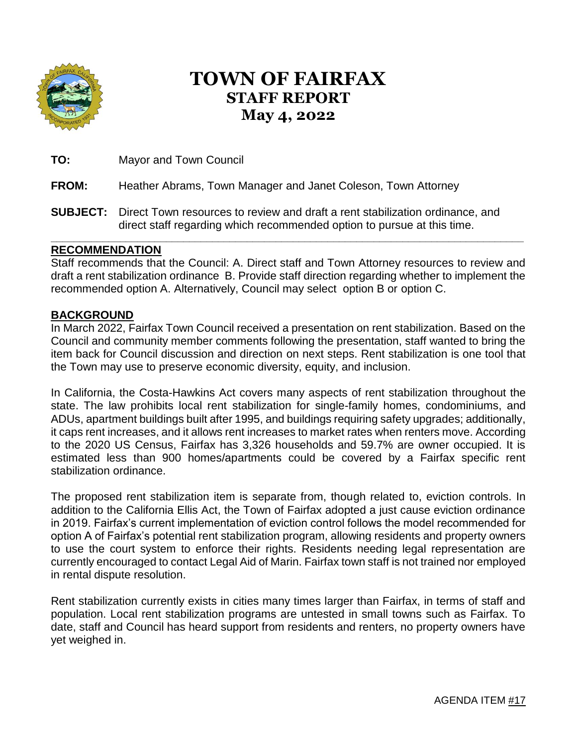# TOWN OF FAIRFAX
## STAFF REPORT
## May 4, 2022

**TO:** Mayor and Town Council

**FROM:** Heather Abrams, Town Manager and Janet Coleson, Town Attorney

**SUBJECT:** Direct Town resources to review and draft a rent stabilization ordinance, and direct staff regarding which recommended option to pursue at this time.

---

### RECOMMENDATION

Staff recommends that the Council: A. Direct staff and Town Attorney resources to review and draft a rent stabilization ordinance B. Provide staff direction regarding whether to implement the recommended option A. Alternatively, Council may select option B or option C.

### BACKGROUND

In March 2022, Fairfax Town Council received a presentation on rent stabilization. Based on the Council and community member comments following the presentation, staff wanted to bring the item back for Council discussion and direction on next steps. Rent stabilization is one tool that the Town may use to preserve economic diversity, equity, and inclusion.

In California, the Costa-Hawkins Act covers many aspects of rent stabilization throughout the state. The law prohibits local rent stabilization for single-family homes, condominiums, and ADUs, apartment buildings built after 1995, and buildings requiring safety upgrades; additionally, it caps rent increases, and it allows rent increases to market rates when renters move. According to the 2020 US Census, Fairfax has 3,326 households and 59.7% are owner occupied. It is estimated less than 900 homes/apartments could be covered by a Fairfax specific rent stabilization ordinance.

The proposed rent stabilization item is separate from, though related to, eviction controls. In addition to the California Ellis Act, the Town of Fairfax adopted a just cause eviction ordinance in 2019. Fairfax's current implementation of eviction control follows the model recommended for option A of Fairfax's potential rent stabilization program, allowing residents and property owners to use the court system to enforce their rights. Residents needing legal representation are currently encouraged to contact Legal Aid of Marin. Fairfax town staff is not trained nor employed in rental dispute resolution.

Rent stabilization currently exists in cities many times larger than Fairfax, in terms of staff and population. Local rent stabilization programs are untested in small towns such as Fairfax. To date, staff and Council has heard support from residents and renters, no property owners have yet weighed in.

AGENDA ITEM #17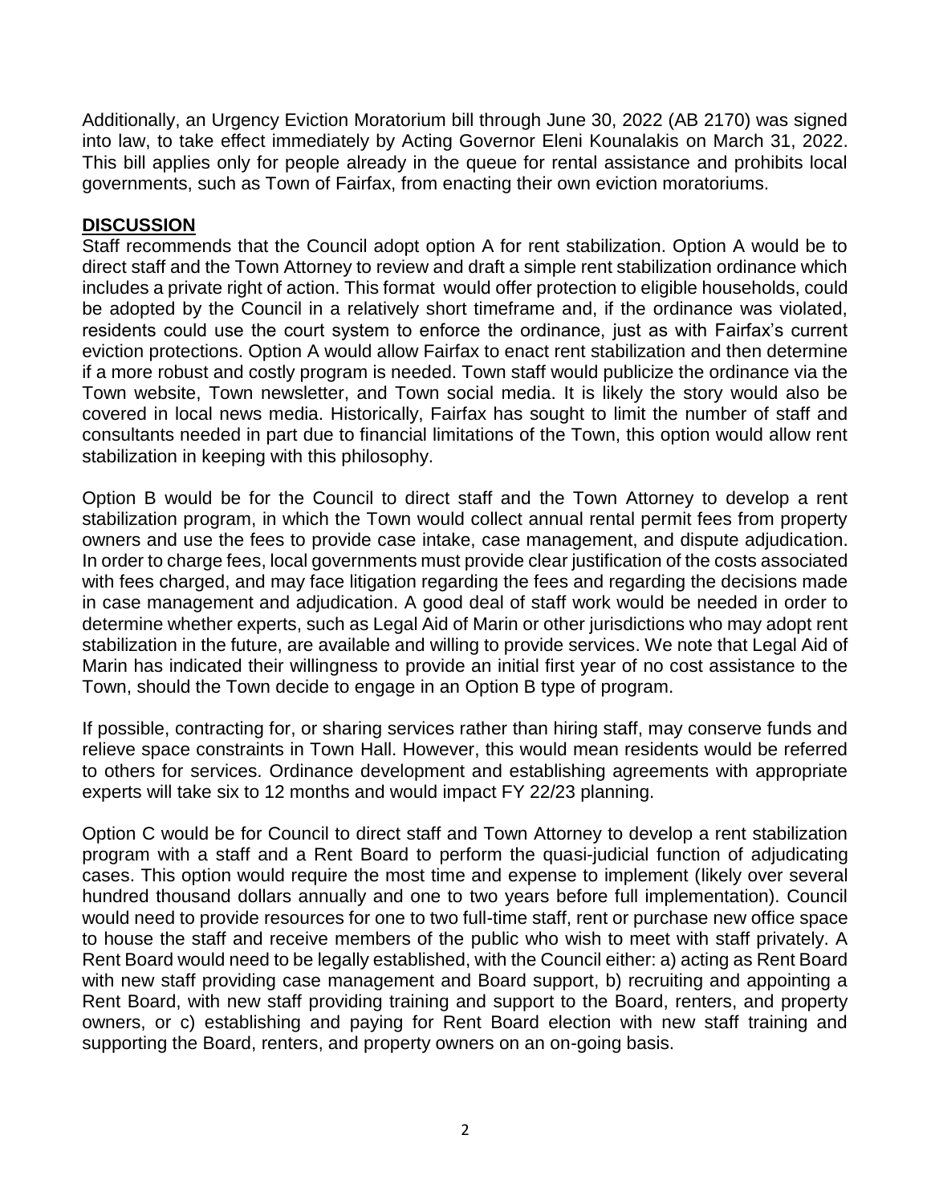Additionally, an Urgency Eviction Moratorium bill through June 30, 2022 (AB 2170) was signed into law, to take effect immediately by Acting Governor Eleni Kounalakis on March 31, 2022. This bill applies only for people already in the queue for rental assistance and prohibits local governments, such as Town of Fairfax, from enacting their own eviction moratoriums.

## DISCUSSION

Staff recommends that the Council adopt option A for rent stabilization. Option A would be to direct staff and the Town Attorney to review and draft a simple rent stabilization ordinance which includes a private right of action. This format would offer protection to eligible households, could be adopted by the Council in a relatively short timeframe and, if the ordinance was violated, residents could use the court system to enforce the ordinance, just as with Fairfax's current eviction protections. Option A would allow Fairfax to enact rent stabilization and then determine if a more robust and costly program is needed. Town staff would publicize the ordinance via the Town website, Town newsletter, and Town social media. It is likely the story would also be covered in local news media. Historically, Fairfax has sought to limit the number of staff and consultants needed in part due to financial limitations of the Town, this option would allow rent stabilization in keeping with this philosophy.

Option B would be for the Council to direct staff and the Town Attorney to develop a rent stabilization program, in which the Town would collect annual rental permit fees from property owners and use the fees to provide case intake, case management, and dispute adjudication. In order to charge fees, local governments must provide clear justification of the costs associated with fees charged, and may face litigation regarding the fees and regarding the decisions made in case management and adjudication. A good deal of staff work would be needed in order to determine whether experts, such as Legal Aid of Marin or other jurisdictions who may adopt rent stabilization in the future, are available and willing to provide services. We note that Legal Aid of Marin has indicated their willingness to provide an initial first year of no cost assistance to the Town, should the Town decide to engage in an Option B type of program.

If possible, contracting for, or sharing services rather than hiring staff, may conserve funds and relieve space constraints in Town Hall. However, this would mean residents would be referred to others for services. Ordinance development and establishing agreements with appropriate experts will take six to 12 months and would impact FY 22/23 planning.

Option C would be for Council to direct staff and Town Attorney to develop a rent stabilization program with a staff and a Rent Board to perform the quasi-judicial function of adjudicating cases. This option would require the most time and expense to implement (likely over several hundred thousand dollars annually and one to two years before full implementation). Council would need to provide resources for one to two full-time staff, rent or purchase new office space to house the staff and receive members of the public who wish to meet with staff privately. A Rent Board would need to be legally established, with the Council either: a) acting as Rent Board with new staff providing case management and Board support, b) recruiting and appointing a Rent Board, with new staff providing training and support to the Board, renters, and property owners, or c) establishing and paying for Rent Board election with new staff training and supporting the Board, renters, and property owners on an on-going basis.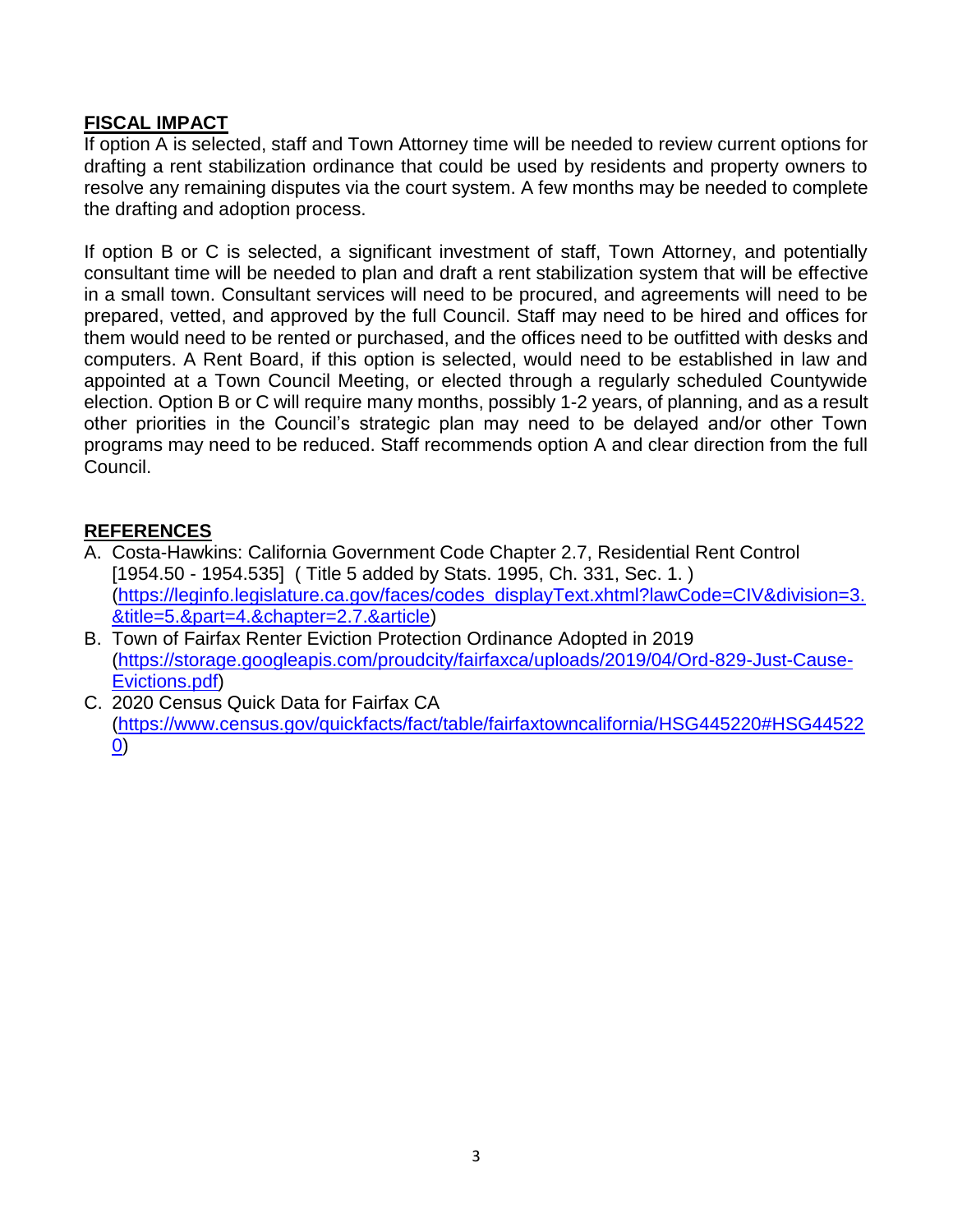## FISCAL IMPACT

If option A is selected, staff and Town Attorney time will be needed to review current options for drafting a rent stabilization ordinance that could be used by residents and property owners to resolve any remaining disputes via the court system. A few months may be needed to complete the drafting and adoption process.

If option B or C is selected, a significant investment of staff, Town Attorney, and potentially consultant time will be needed to plan and draft a rent stabilization system that will be effective in a small town. Consultant services will need to be procured, and agreements will need to be prepared, vetted, and approved by the full Council. Staff may need to be hired and offices for them would need to be rented or purchased, and the offices need to be outfitted with desks and computers. A Rent Board, if this option is selected, would need to be established in law and appointed at a Town Council Meeting, or elected through a regularly scheduled Countywide election. Option B or C will require many months, possibly 1-2 years, of planning, and as a result other priorities in the Council's strategic plan may need to be delayed and/or other Town programs may need to be reduced. Staff recommends option A and clear direction from the full Council.

## REFERENCES

A. Costa-Hawkins: California Government Code Chapter 2.7, Residential Rent Control [1954.50 - 1954.535] ( Title 5 added by Stats. 1995, Ch. 331, Sec. 1. ) (https://leginfo.legislature.ca.gov/faces/codes_displayText.xhtml?lawCode=CIV&division=3.&title=5.&part=4.&chapter=2.7.&article)

B. Town of Fairfax Renter Eviction Protection Ordinance Adopted in 2019 (https://storage.googleapis.com/proudcity/fairfaxca/uploads/2019/04/Ord-829-Just-Cause-Evictions.pdf)

C. 2020 Census Quick Data for Fairfax CA (https://www.census.gov/quickfacts/fact/table/fairfaxtowncalifornia/HSG445220#HSG445220)